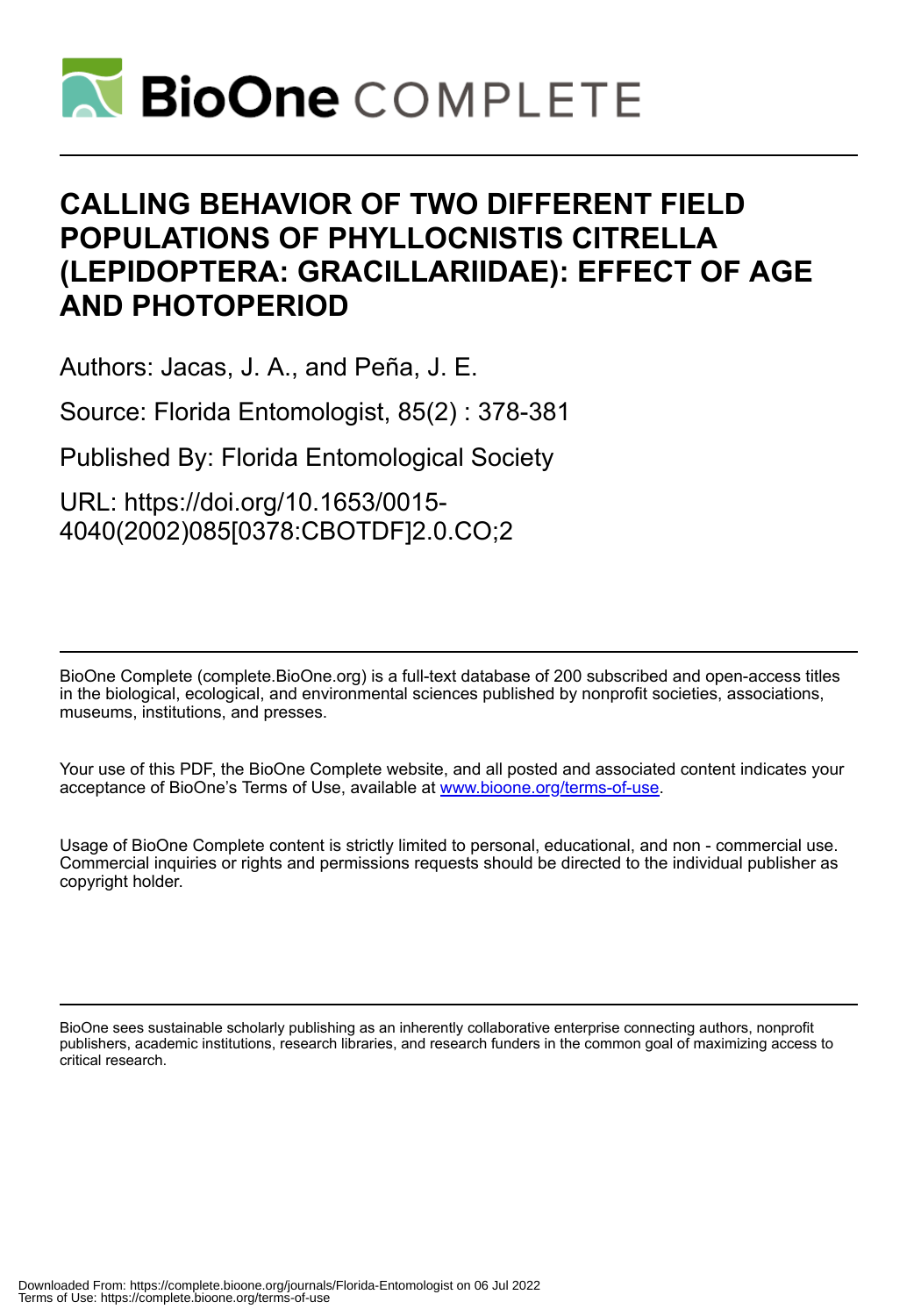# CALLING BEHAVIOR OF TWO DIFFERENT FIELD POPULATIONS OF PHYLLOCNISTIS CITRELLA (LEPIDOPTERA: GRACILLARIIDAE): EFFECT OF AGE AND PHOTOPERIOD

Authors: Jacas, J. A., and Peña, J. E.

Source: Florida Entomologist, 85(2) : 378-381

Published By: Florida Entomological Society

URL: https://doi.org/10.1653/0015-4040(2002)085[0378:CBOTDF]2.0.CO;2

BioOne Complete (complete.BioOne.org) is a full-text database of 200 subscribed and open-access titles in the biological, ecological, and environmental sciences published by nonprofit societies, associations, museums, institutions, and presses.

Your use of this PDF, the BioOne Complete website, and all posted and associated content indicates your acceptance of BioOne's Terms of Use, available at www.bioone.org/terms-of-use.

Usage of BioOne Complete content is strictly limited to personal, educational, and non - commercial use. Commercial inquiries or rights and permissions requests should be directed to the individual publisher as copyright holder.

BioOne sees sustainable scholarly publishing as an inherently collaborative enterprise connecting authors, nonprofit publishers, academic institutions, research libraries, and research funders in the common goal of maximizing access to critical research.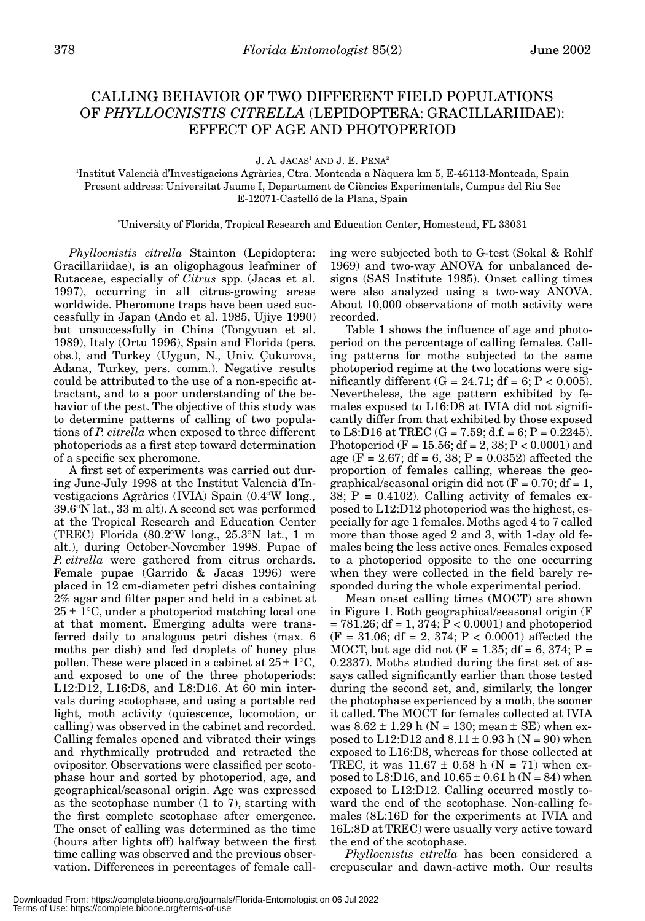# CALLING BEHAVIOR OF TWO DIFFERENT FIELD POPULATIONS OF *PHYLLOCNISTIS CITRELLA* (LEPIDOPTERA: GRACILLARIIDAE): EFFECT OF AGE AND PHOTOPERIOD

J. A. JACAS[1] AND J. E. PEÑA[2]

[1]Institut Valencià d'Investigacions Agràries, Ctra. Montcada a Nàquera km 5, E-46113-Montcada, Spain
Present address: Universitat Jaume I, Departament de Ciències Experimentals, Campus del Riu Sec E-12071-Castelló de la Plana, Spain

[2]University of Florida, Tropical Research and Education Center, Homestead, FL 33031

*Phyllocnistis citrella* Stainton (Lepidoptera: Gracillariidae), is an oligophagous leafminer of Rutaceae, especially of *Citrus* spp. (Jacas et al. 1997), occurring in all citrus-growing areas worldwide. Pheromone traps have been used successfully in Japan (Ando et al. 1985, Ujiye 1990) but unsuccessfully in China (Tongyuan et al. 1989), Italy (Ortu 1996), Spain and Florida (pers. obs.), and Turkey (Uygun, N., Univ. Çukurova, Adana, Turkey, pers. comm.). Negative results could be attributed to the use of a non-specific attractant, and to a poor understanding of the behavior of the pest. The objective of this study was to determine patterns of calling of two populations of *P. citrella* when exposed to three different photoperiods as a first step toward determination of a specific sex pheromone.

A first set of experiments was carried out during June-July 1998 at the Institut Valencià d'Investigacions Agràries (IVIA) Spain (0.4°W long., 39.6°N lat., 33 m alt). A second set was performed at the Tropical Research and Education Center (TREC) Florida (80.2°W long., 25.3°N lat., 1 m alt.), during October-November 1998. Pupae of *P. citrella* were gathered from citrus orchards. Female pupae (Garrido & Jacas 1996) were placed in 12 cm-diameter petri dishes containing 2% agar and filter paper and held in a cabinet at $25 \pm 1$°C, under a photoperiod matching local one at that moment. Emerging adults were transferred daily to analogous petri dishes (max. 6 moths per dish) and fed droplets of honey plus pollen. These were placed in a cabinet at $25 \pm 1$°C, and exposed to one of the three photoperiods: L12:D12, L16:D8, and L8:D16. At 60 min intervals during scotophase, and using a portable red light, moth activity (quiescence, locomotion, or calling) was observed in the cabinet and recorded. Calling females opened and vibrated their wings and rhythmically protruded and retracted the ovipositor. Observations were classified per scotophase hour and sorted by photoperiod, age, and geographical/seasonal origin. Age was expressed as the scotophase number (1 to 7), starting with the first complete scotophase after emergence. The onset of calling was determined as the time (hours after lights off) halfway between the first time calling was observed and the previous observation. Differences in percentages of female calling were subjected both to G-test (Sokal & Rohlf 1969) and two-way ANOVA for unbalanced designs (SAS Institute 1985). Onset calling times were also analyzed using a two-way ANOVA. About 10,000 observations of moth activity were recorded.

Table 1 shows the influence of age and photoperiod on the percentage of calling females. Calling patterns for moths subjected to the same photoperiod regime at the two locations were significantly different ($G = 24.71$; df = 6; $P < 0.005$). Nevertheless, the age pattern exhibited by females exposed to L16:D8 at IVIA did not significantly differ from that exhibited by those exposed to L8:D16 at TREC ($G = 7.59$; d.f. = 6; $P = 0.2245$). Photoperiod ($F = 15.56$; df = 2, 38; $P < 0.0001$) and age ($F = 2.67$; df = 6, 38; $P = 0.0352$) affected the proportion of females calling, whereas the geographical/seasonal origin did not ($F = 0.70$; df = 1, 38; $P = 0.4102$). Calling activity of females exposed to L12:D12 photoperiod was the highest, especially for age 1 females. Moths aged 4 to 7 called more than those aged 2 and 3, with 1-day old females being the less active ones. Females exposed to a photoperiod opposite to the one occurring when they were collected in the field barely responded during the whole experimental period.

Mean onset calling times (MOCT) are shown in Figure 1. Both geographical/seasonal origin ($F = 781.26$; df = 1, 374; $P < 0.0001$) and photoperiod ($F = 31.06$; df = 2, 374; $P < 0.0001$) affected the MOCT, but age did not ($F = 1.35$; df = 6, 374; $P = 0.2337$). Moths studied during the first set of assays called significantly earlier than those tested during the second set, and, similarly, the longer the photophase experienced by a moth, the sooner it called. The MOCT for females collected at IVIA was $8.62 \pm 1.29$ h (N = 130; mean ± SE) when exposed to L12:D12 and $8.11 \pm 0.93$ h (N = 90) when exposed to L16:D8, whereas for those collected at TREC, it was $11.67 \pm 0.58$ h (N = 71) when exposed to L8:D16, and $10.65 \pm 0.61$ h (N = 84) when exposed to L12:D12. Calling occurred mostly toward the end of the scotophase. Non-calling females (8L:16D for the experiments at IVIA and 16L:8D at TREC) were usually very active toward the end of the scotophase.

*Phyllocnistis citrella* has been considered a crepuscular and dawn-active moth. Our results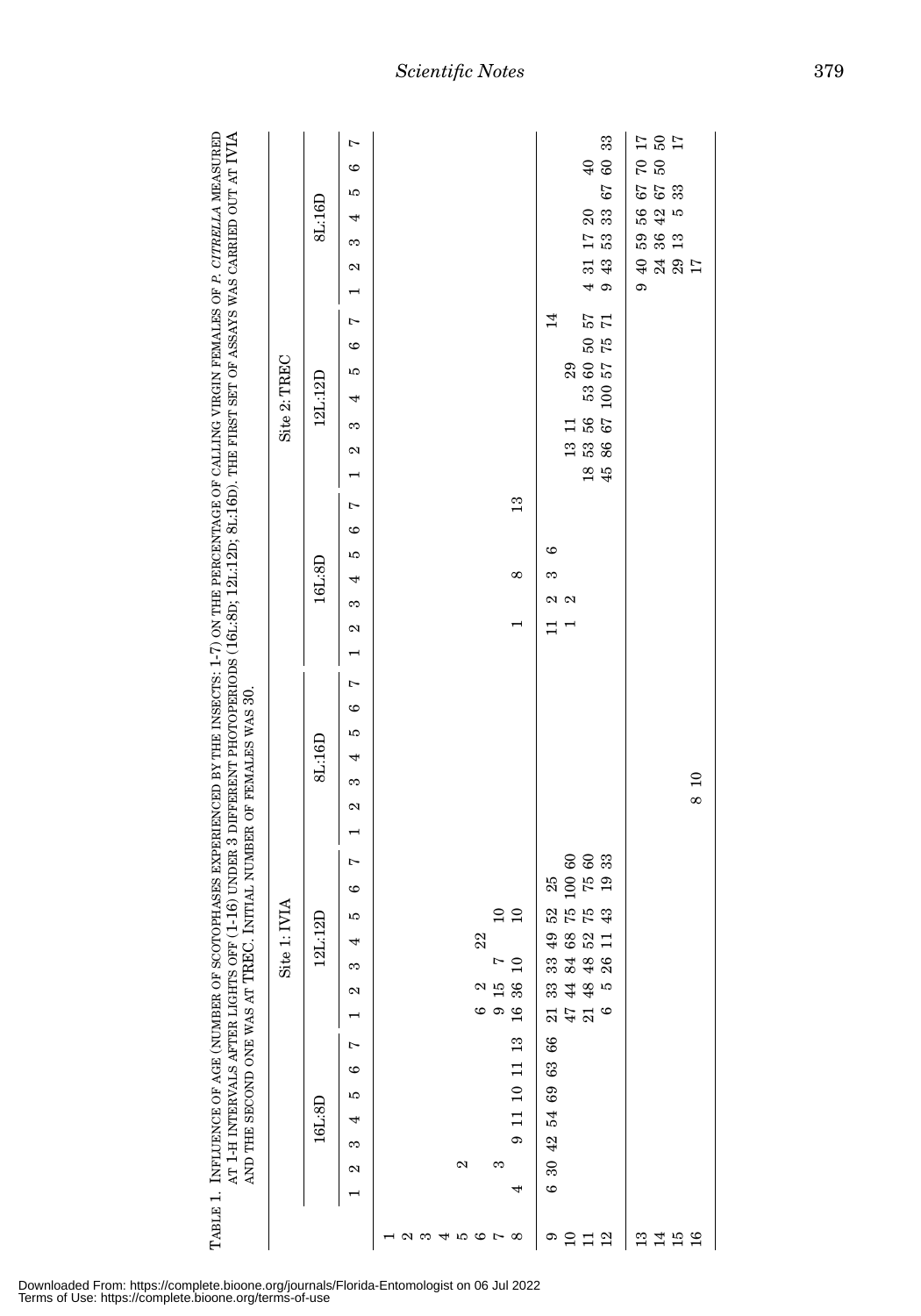TABLE 1. INFLUENCE OF AGE (NUMBER OF SCOTOPHASES EXPERIENCED BY THE INSECTS: 1-7) ON THE PERCENTAGE OF CALLING VIRGIN FEMALES OF *P. CITRELLA* MEASURED AT 1-H INTERVALS AFTER LIGHTS OFF (1-16) UNDER 3 DIFFERENT PHOTOPERIODS (16L:8D; 12L:12D; 8L:16D). THE FIRST SET OF ASSAYS WAS CARRIED OUT AT IVIA AND THE SECOND ONE WAS AT TREC. INITIAL NUMBER OF FEMALES WAS 30.

| | Site 1: IVIA | | | | | | | | | | | | | | | | | | | | | Site 2: TREC | | | | | | | | | | | | | | | | | | | | |
|---|---|---|---|---|---|---|---|---|---|---|---|---|---|---|---|---|---|---|---|---|---|---|---|---|---|---|---|---|---|---|---|---|---|---|---|---|---|---|---|---|---|---|
| | 16L:8D | | | | | | | 12L:12D | | | | | | | 8L:16D | | | | | | | 16L:8D | | | | | | | 12L:12D | | | | | | | 8L:16D | | | | | | |
| | 1 | 2 | 3 | 4 | 5 | 6 | 7 | 1 | 2 | 3 | 4 | 5 | 6 | 7 | 1 | 2 | 3 | 4 | 5 | 6 | 7 | 1 | 2 | 3 | 4 | 5 | 6 | 7 | 1 | 2 | 3 | 4 | 5 | 6 | 7 | 1 | 2 | 3 | 4 | 5 | 6 | 7 |
| 1 | | | | | | | | | | | | | | | | | | | | | | | | | | | | | | | | | | | | | | | | | | |
| 2 | | | | | | | | | | | | | | | | | | | | | | | | | | | | | | | | | | | | | | | | | | |
| 3 | | | | | | | | | | | | | | | | | | | | | | | | | | | | | | | | | | | | | | | | | | |
| 4 | | | | | | | | | | | | | | | | | | | | | | | | | | | | | | | | | | | | | | | | | | |
| 5 | | 2 | | | | | | | | | | | | | | | | | | | | | | | | | | | | | | | | | | | | | | | | |
| 6 | | | | | | | | 6 | 2 | | 22 | | | | | | | | | | | | | | | | | | | | | | | | | | | | | | | |
| 7 | | 3 | | | | | | 9 | 15 | 7 | | | 10 | | | | | | | | | | | | | | | | | | | | | | | | | | | | | |
| 8 | 4 | | 9 | 11 | 10 | 11 | 13 | 16 | 36 | 10 | | | 10 | | | | | | | | | | 1 | | 8 | | | 13 | | | | | | | | | | | | | | |
| 9 | 6 | 30 | 42 | 54 | 69 | 63 | 66 | 21 | 33 | 33 | 49 | 52 | 25 | | | | | | | | | | 11 | 2 | 3 | 6 | | | | | | | | | 14 | | | | | | | |
| 10 | | | | | | | | 47 | 44 | 84 | 68 | 75 | 100 | 60 | | | | | | | | | 1 | 2 | | | | | | 13 | 11 | | 29 | | | | | | | | 40 | |
| 11 | | | | | | | | 21 | 48 | 48 | 52 | 75 | 75 | 60 | | | | | | | | | | | | | | | 18 | 53 | 56 | 53 | 60 | 50 | 57 | 4 | 31 | 17 | 20 | | | |
| 12 | | | | | | | | 6 | 5 | 26 | 11 | 43 | 19 | 33 | | | | | | | | | | | | | | | 45 | 86 | 67 | 100 | 57 | 75 | 71 | 9 | 43 | 53 | 33 | 67 | 60 | 33 |
| 13 | | | | | | | | | | | | | | | | | | | | | | | | | | | | | | | | | | | | 9 | 40 | 59 | 56 | 67 | 70 | 17 |
| 14 | | | | | | | | | | | | | | | | | | | | | | | | | | | | | | | | | | | | | 24 | 36 | 42 | 67 | 50 | 50 |
| 15 | | | | | | | | | | | | | | | | | | | | | | | | | | | | | | | | | | | | | 29 | 13 | 5 | 33 | | 17 |
| 16 | | | | | | | | | | | | | | | | 8 | 10 | | | | | | | | | | | | | | | | | | | | 17 | | | | | |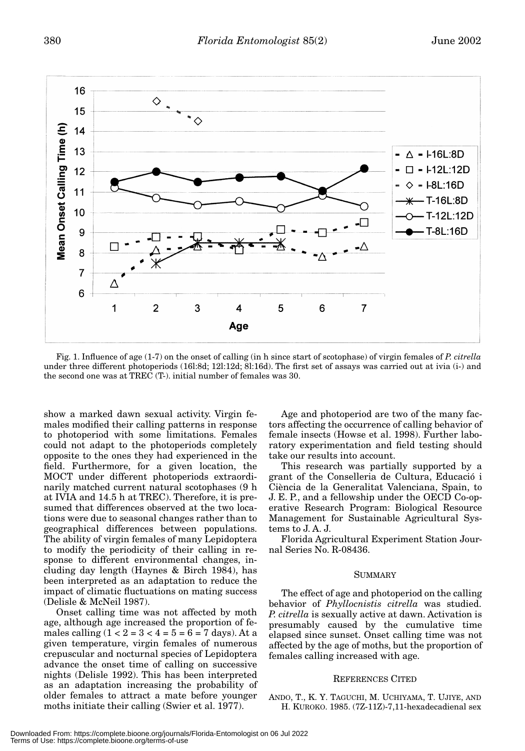Fig. 1. Influence of age (1-7) on the onset of calling (in h since start of scotophase) of virgin females of *P. citrella* under three different photoperiods (16l:8d; 12l:12d; 8l:16d). The first set of assays was carried out at ivia (i-) and the second one was at TREC (T-). initial number of females was 30.

show a marked dawn sexual activity. Virgin females modified their calling patterns in response to photoperiod with some limitations. Females could not adapt to the photoperiods completely opposite to the ones they had experienced in the field. Furthermore, for a given location, the MOCT under different photoperiods extraordinarily matched current natural scotophases (9 h at IVIA and 14.5 h at TREC). Therefore, it is presumed that differences observed at the two locations were due to seasonal changes rather than to geographical differences between populations. The ability of virgin females of many Lepidoptera to modify the periodicity of their calling in response to different environmental changes, including day length (Haynes & Birch 1984), has been interpreted as an adaptation to reduce the impact of climatic fluctuations on mating success (Delisle & McNeil 1987).

Onset calling time was not affected by moth age, although age increased the proportion of females calling ($1 < 2 = 3 < 4 = 5 = 6 = 7$ days). At a given temperature, virgin females of numerous crepuscular and nocturnal species of Lepidoptera advance the onset time of calling on successive nights (Delisle 1992). This has been interpreted as an adaptation increasing the probability of older females to attract a mate before younger moths initiate their calling (Swier et al. 1977).

Age and photoperiod are two of the many factors affecting the occurrence of calling behavior of female insects (Howse et al. 1998). Further laboratory experimentation and field testing should take our results into account.

This research was partially supported by a grant of the Conselleria de Cultura, Educació i Ciència de la Generalitat Valenciana, Spain, to J. E. P., and a fellowship under the OECD Co-operative Research Program: Biological Resource Management for Sustainable Agricultural Systems to J. A. J.

Florida Agricultural Experiment Station Journal Series No. R-08436.

## Summary

The effect of age and photoperiod on the calling behavior of *Phyllocnistis citrella* was studied. *P. citrella* is sexually active at dawn. Activation is presumably caused by the cumulative time elapsed since sunset. Onset calling time was not affected by the age of moths, but the proportion of females calling increased with age.

## References Cited

Ando, T., K. Y. Taguchi, M. Uchiyama, T. Ujiye, and H. Kuroko. 1985. (7Z-11Z)-7,11-hexadecadienal sex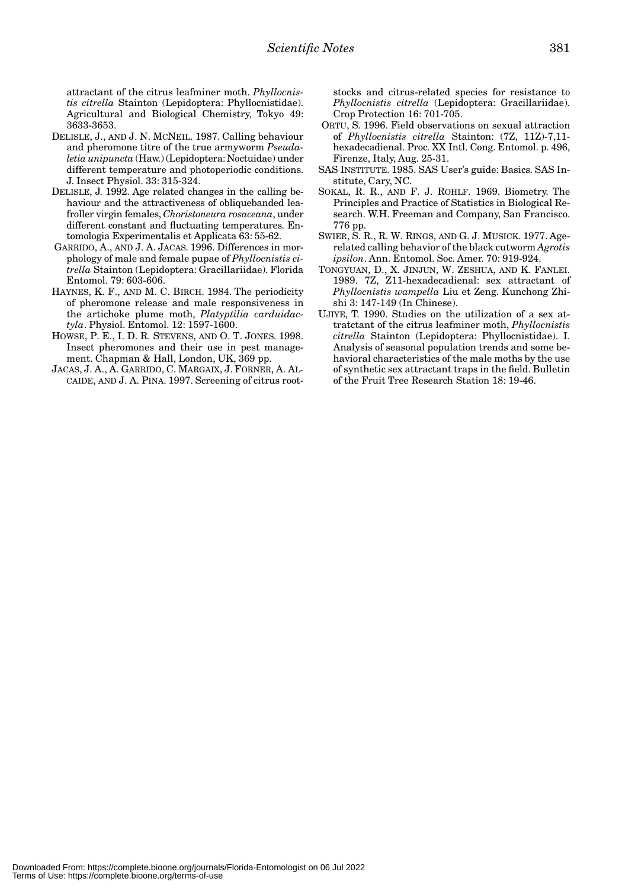attractant of the citrus leafminer moth. *Phyllocnistis citrella* Stainton (Lepidoptera: Phyllocnistidae). Agricultural and Biological Chemistry, Tokyo 49: 3633-3653.

DELISLE, J., AND J. N. MCNEIL. 1987. Calling behaviour and pheromone titre of the true armyworm *Pseudaletia unipuncta* (Haw.) (Lepidoptera: Noctuidae) under different temperature and photoperiodic conditions. J. Insect Physiol. 33: 315-324.

DELISLE, J. 1992. Age related changes in the calling behaviour and the attractiveness of obliquebanded leafroller virgin females, *Choristoneura rosaceana*, under different constant and fluctuating temperatures. Entomologia Experimentalis et Applicata 63: 55-62.

GARRIDO, A., AND J. A. JACAS. 1996. Differences in morphology of male and female pupae of *Phyllocnistis citrella* Stainton (Lepidoptera: Gracillariidae). Florida Entomol. 79: 603-606.

HAYNES, K. F., AND M. C. BIRCH. 1984. The periodicity of pheromone release and male responsiveness in the artichoke plume moth, *Platyptilia carduidactyla*. Physiol. Entomol. 12: 1597-1600.

HOWSE, P. E., I. D. R. STEVENS, AND O. T. JONES. 1998. Insect pheromones and their use in pest management. Chapman & Hall, London, UK, 369 pp.

JACAS, J. A., A. GARRIDO, C. MARGAIX, J. FORNER, A. ALCAIDE, AND J. A. PINA. 1997. Screening of citrus rootstocks and citrus-related species for resistance to *Phyllocnistis citrella* (Lepidoptera: Gracillariidae). Crop Protection 16: 701-705.

ORTU, S. 1996. Field observations on sexual attraction of *Phyllocnistis citrella* Stainton: (7Z, 11Z)-7,11-hexadecadienal. Proc. XX Intl. Cong. Entomol. p. 496, Firenze, Italy, Aug. 25-31.

SAS INSTITUTE. 1985. SAS User's guide: Basics. SAS Institute, Cary, NC.

SOKAL, R. R., AND F. J. ROHLF. 1969. Biometry. The Principles and Practice of Statistics in Biological Research. W.H. Freeman and Company, San Francisco. 776 pp.

SWIER, S. R., R. W. RINGS, AND G. J. MUSICK. 1977. Age-related calling behavior of the black cutworm *Agrotis ipsilon*. Ann. Entomol. Soc. Amer. 70: 919-924.

TONGYUAN, D., X. JINJUN, W. ZESHUA, AND K. FANLEI. 1989. 7Z, Z11-hexadecadienal: sex attractant of *Phyllocnistis wampella* Liu et Zeng. Kunchong Zhishi 3: 147-149 (In Chinese).

UJIYE, T. 1990. Studies on the utilization of a sex attratctant of the citrus leafminer moth, *Phyllocnistis citrella* Stainton (Lepidoptera: Phyllocnistidae). I. Analysis of seasonal population trends and some behavioral characteristics of the male moths by the use of synthetic sex attractant traps in the field. Bulletin of the Fruit Tree Research Station 18: 19-46.